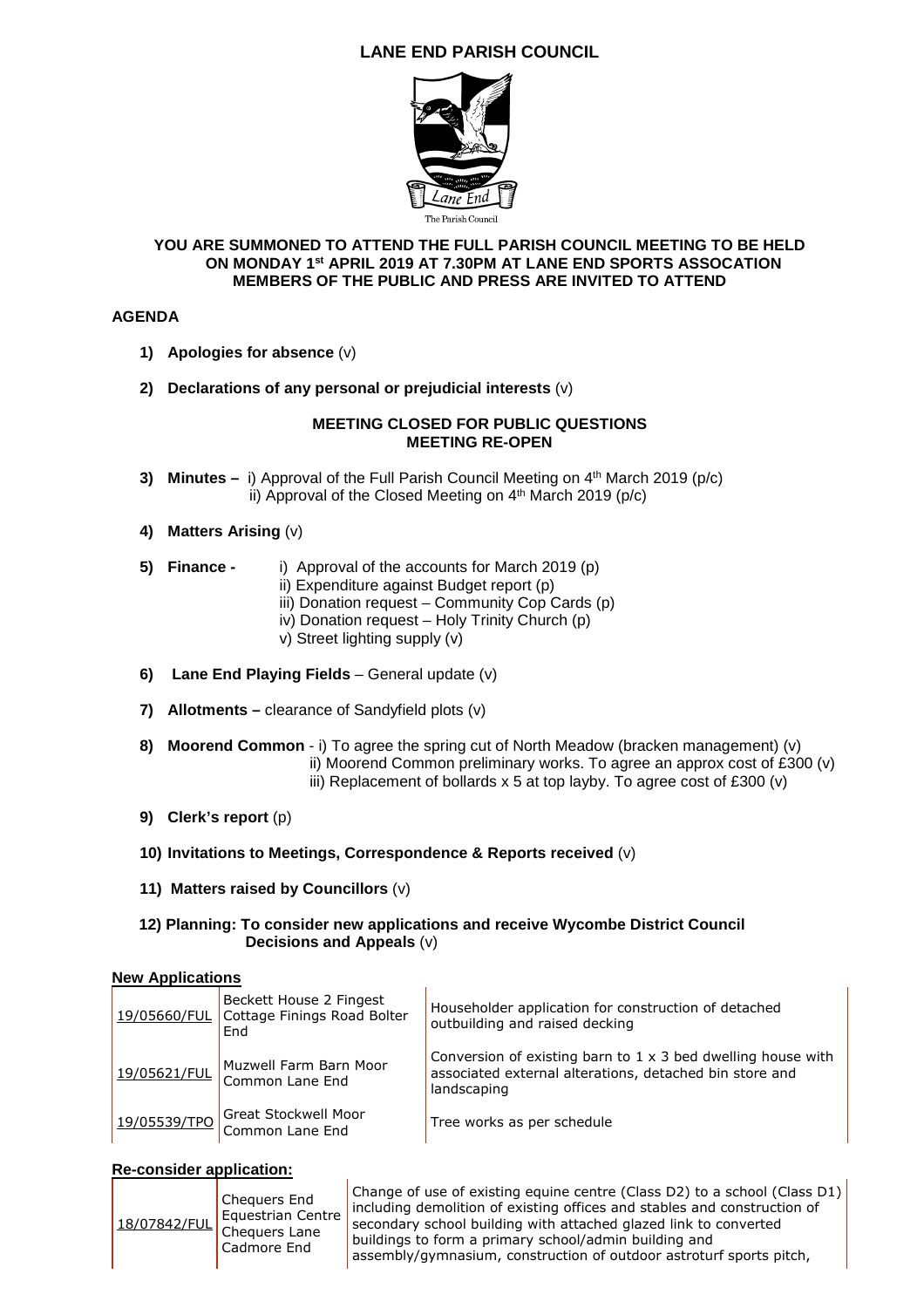# LANE END PARISH COUNCIL

The Parish Council

**YOU ARE SUMMONED TO ATTEND THE FULL PARISH COUNCIL MEETING TO BE HELD ON MONDAY 1st APRIL 2019 AT 7.30PM AT LANE END SPORTS ASSOCATION MEMBERS OF THE PUBLIC AND PRESS ARE INVITED TO ATTEND**

## AGENDA

1) **Apologies for absence** (v)

2) **Declarations of any personal or prejudicial interests** (v)

**MEETING CLOSED FOR PUBLIC QUESTIONS**
**MEETING RE-OPEN**

3) **Minutes –** i) Approval of the Full Parish Council Meeting on 4th March 2019 (p/c)
   ii) Approval of the Closed Meeting on 4th March 2019 (p/c)

4) **Matters Arising** (v)

5) **Finance -** i) Approval of the accounts for March 2019 (p)
   ii) Expenditure against Budget report (p)
   iii) Donation request – Community Cop Cards (p)
   iv) Donation request – Holy Trinity Church (p)
   v) Street lighting supply (v)

6) **Lane End Playing Fields** – General update (v)

7) **Allotments –** clearance of Sandyfield plots (v)

8) **Moorend Common** - i) To agree the spring cut of North Meadow (bracken management) (v)
   ii) Moorend Common preliminary works. To agree an approx cost of £300 (v)
   iii) Replacement of bollards x 5 at top layby. To agree cost of £300 (v)

9) **Clerk's report** (p)

10) **Invitations to Meetings, Correspondence & Reports received** (v)

11) **Matters raised by Councillors** (v)

12) **Planning: To consider new applications and receive Wycombe District Council Decisions and Appeals** (v)

**New Applications**

| | | |
|---|---|---|
| 19/05660/FUL | Beckett House 2 Fingest Cottage Finings Road Bolter End | Householder application for construction of detached outbuilding and raised decking |
| 19/05621/FUL | Muzwell Farm Barn Moor Common Lane End | Conversion of existing barn to 1 x 3 bed dwelling house with associated external alterations, detached bin store and landscaping |
| 19/05539/TPO | Great Stockwell Moor Common Lane End | Tree works as per schedule |

**Re-consider application:**

| | | |
|---|---|---|
| 18/07842/FUL | Chequers End Equestrian Centre Chequers Lane Cadmore End | Change of use of existing equine centre (Class D2) to a school (Class D1) including demolition of existing offices and stables and construction of secondary school building with attached glazed link to converted buildings to form a primary school/admin building and assembly/gymnasium, construction of outdoor astroturf sports pitch, |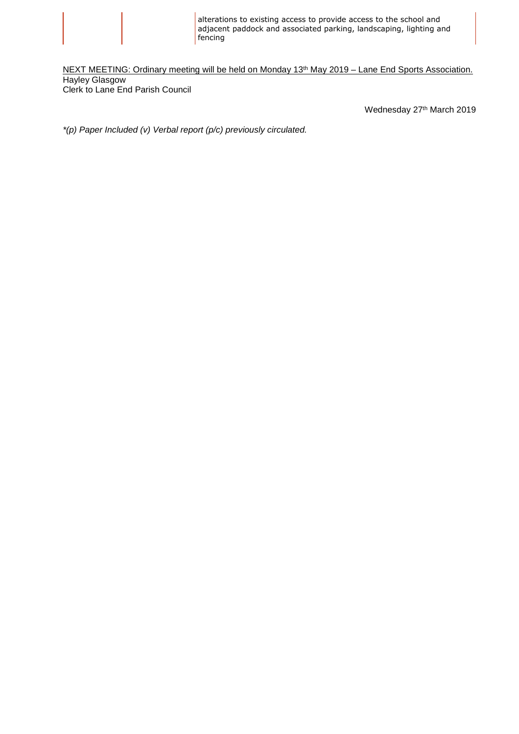| | | |
|---|---|---|
| | | alterations to existing access to provide access to the school and adjacent paddock and associated parking, landscaping, lighting and fencing |

NEXT MEETING: Ordinary meeting will be held on Monday 13th May 2019 – Lane End Sports Association.

Hayley Glasgow
Clerk to Lane End Parish Council

Wednesday 27th March 2019

*\*(p) Paper Included (v) Verbal report (p/c) previously circulated.*